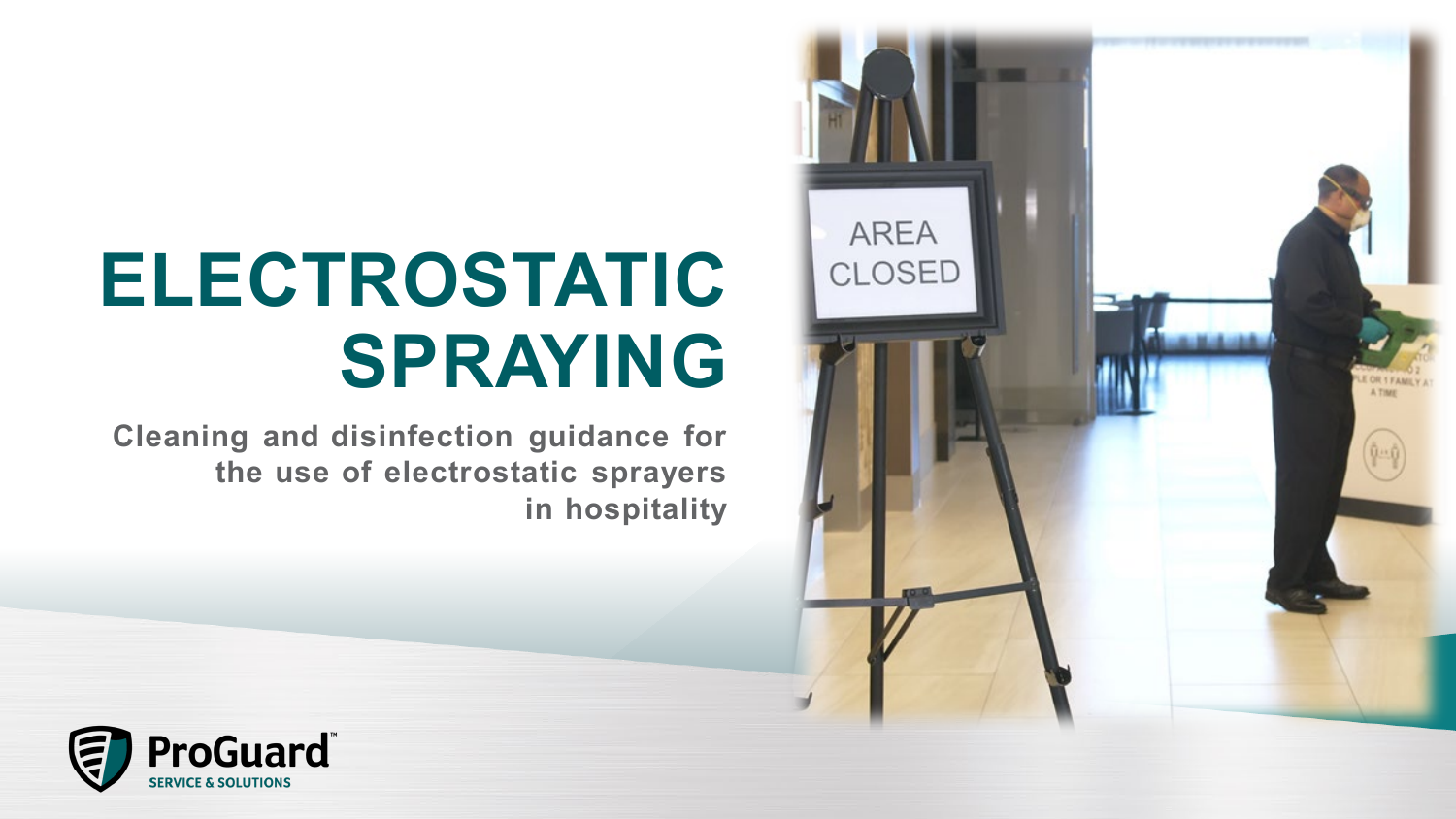# ELECTROSTATIC SPRAYING

**Cleaning and disinfection guidance for the use of electrostatic sprayers in hospitality**

ProGuard™
SERVICE & SOLUTIONS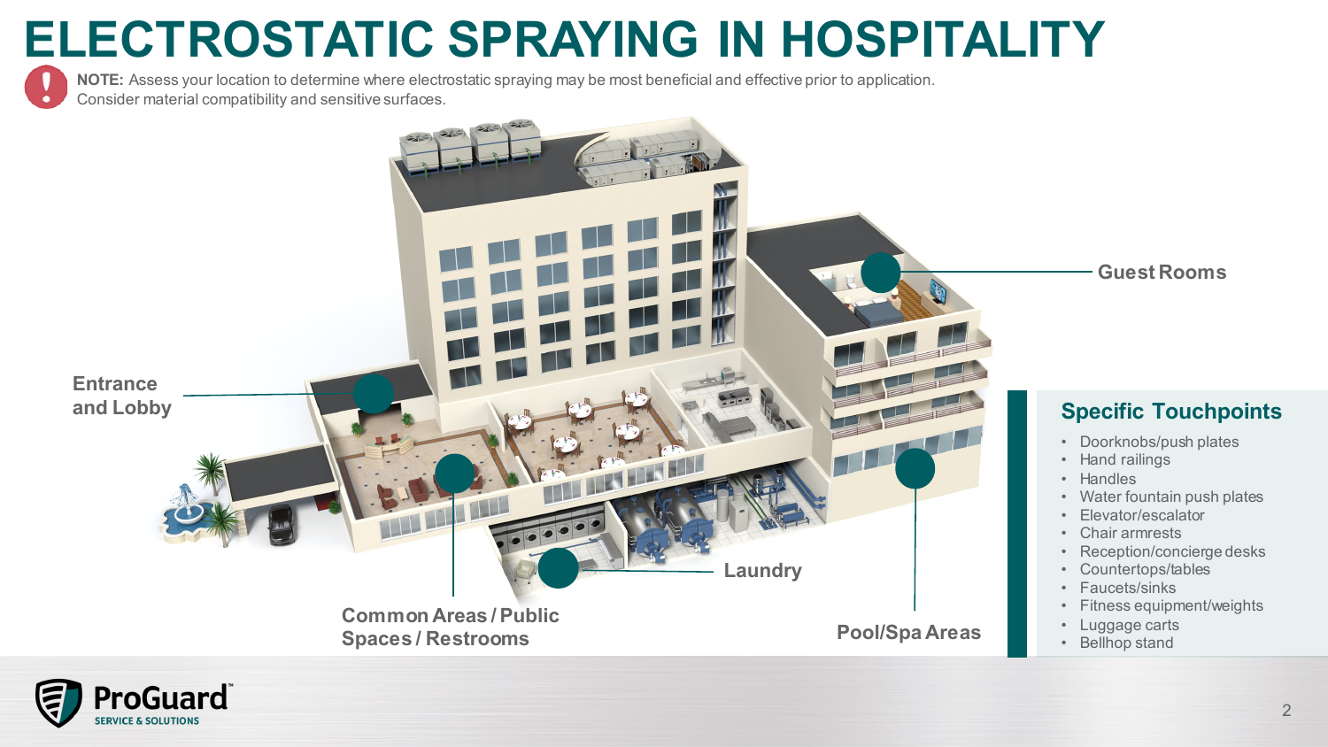# ELECTROSTATIC SPRAYING IN HOSPITALITY

**NOTE:** Assess your location to determine where electrostatic spraying may be most beneficial and effective prior to application. Consider material compatibility and sensitive surfaces.

- Entrance and Lobby
- Common Areas / Public Spaces / Restrooms
- Laundry
- Pool/Spa Areas
- Guest Rooms

## Specific Touchpoints

- Doorknobs/push plates
- Hand railings
- Handles
- Water fountain push plates
- Elevator/escalator
- Chair armrests
- Reception/concierge desks
- Countertops/tables
- Faucets/sinks
- Fitness equipment/weights
- Luggage carts
- Bellhop stand

ProGuard™ SERVICE & SOLUTIONS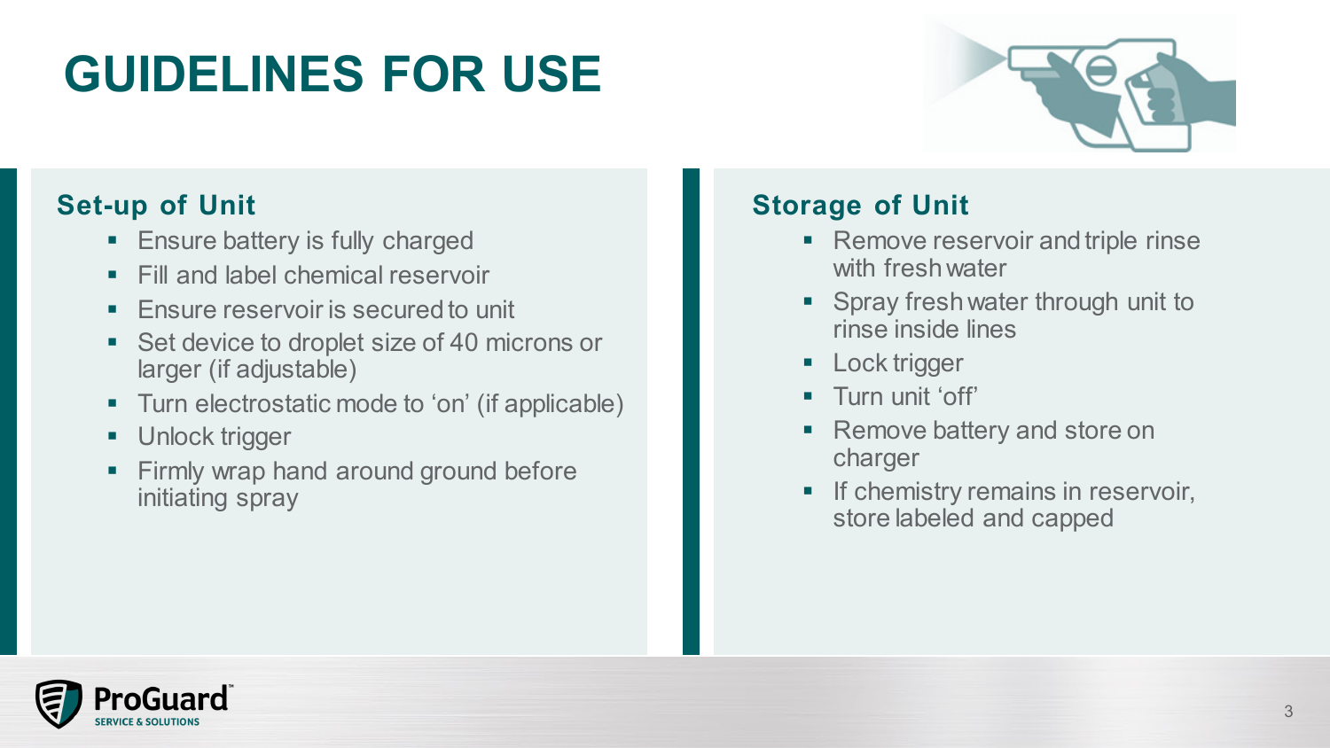# GUIDELINES FOR USE

## Set-up of Unit

- Ensure battery is fully charged
- Fill and label chemical reservoir
- Ensure reservoir is secured to unit
- Set device to droplet size of 40 microns or larger (if adjustable)
- Turn electrostatic mode to 'on' (if applicable)
- Unlock trigger
- Firmly wrap hand around ground before initiating spray

## Storage of Unit

- Remove reservoir and triple rinse with fresh water
- Spray fresh water through unit to rinse inside lines
- Lock trigger
- Turn unit 'off'
- Remove battery and store on charger
- If chemistry remains in reservoir, store labeled and capped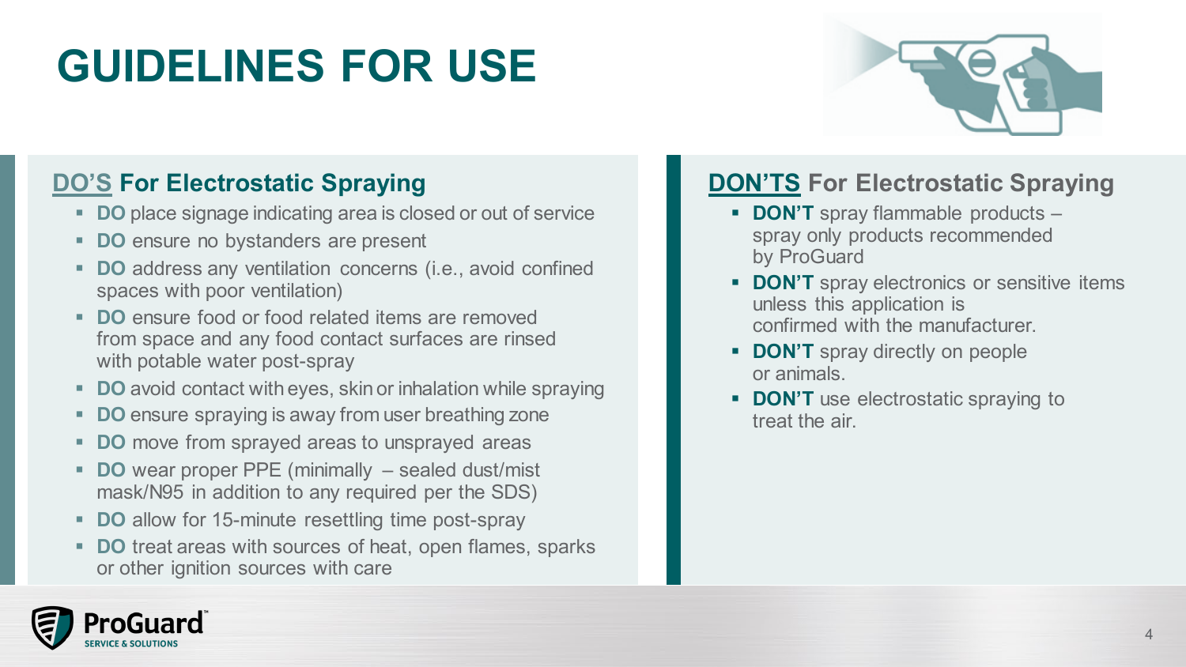# GUIDELINES FOR USE

## DO'S For Electrostatic Spraying

- **DO** place signage indicating area is closed or out of service
- **DO** ensure no bystanders are present
- **DO** address any ventilation concerns (i.e., avoid confined spaces with poor ventilation)
- **DO** ensure food or food related items are removed from space and any food contact surfaces are rinsed with potable water post-spray
- **DO** avoid contact with eyes, skin or inhalation while spraying
- **DO** ensure spraying is away from user breathing zone
- **DO** move from sprayed areas to unsprayed areas
- **DO** wear proper PPE (minimally – sealed dust/mist mask/N95 in addition to any required per the SDS)
- **DO** allow for 15-minute resettling time post-spray
- **DO** treat areas with sources of heat, open flames, sparks or other ignition sources with care

## DON'TS For Electrostatic Spraying

- **DON'T** spray flammable products – spray only products recommended by ProGuard
- **DON'T** spray electronics or sensitive items unless this application is confirmed with the manufacturer.
- **DON'T** spray directly on people or animals.
- **DON'T** use electrostatic spraying to treat the air.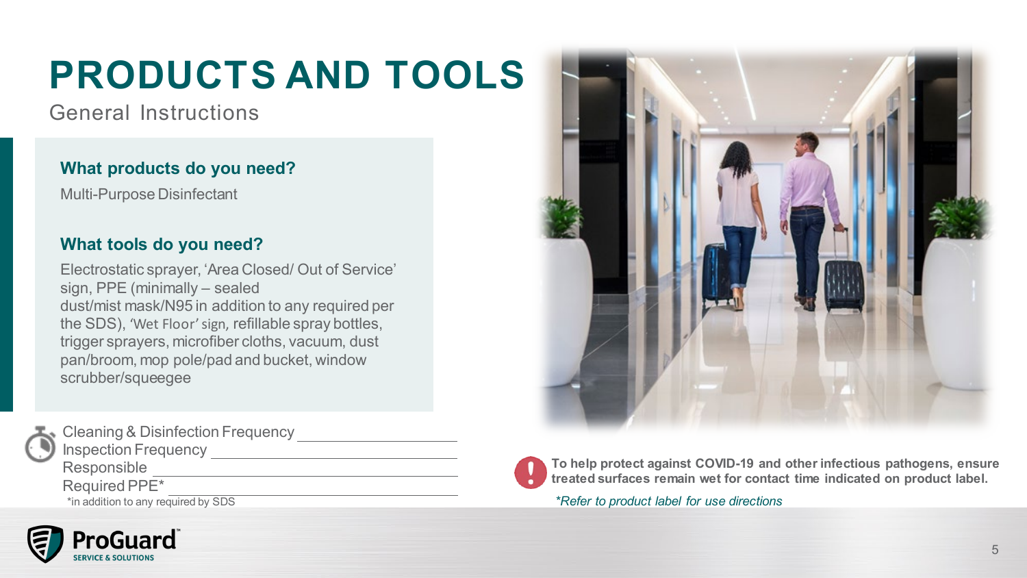# PRODUCTS AND TOOLS

General Instructions

### What products do you need?

Multi-Purpose Disinfectant

### What tools do you need?

Electrostatic sprayer, 'Area Closed/ Out of Service' sign, PPE (minimally – sealed dust/mist mask/N95 in addition to any required per the SDS), 'Wet Floor' sign, refillable spray bottles, trigger sprayers, microfiber cloths, vacuum, dust pan/broom, mop pole/pad and bucket, window scrubber/squeegee

Cleaning & Disinfection Frequency ____________________

Inspection Frequency ____________________

Responsible ____________________

Required PPE* ____________________

*in addition to any required by SDS

**To help protect against COVID-19 and other infectious pathogens, ensure treated surfaces remain wet for contact time indicated on product label.**

*\*Refer to product label for use directions*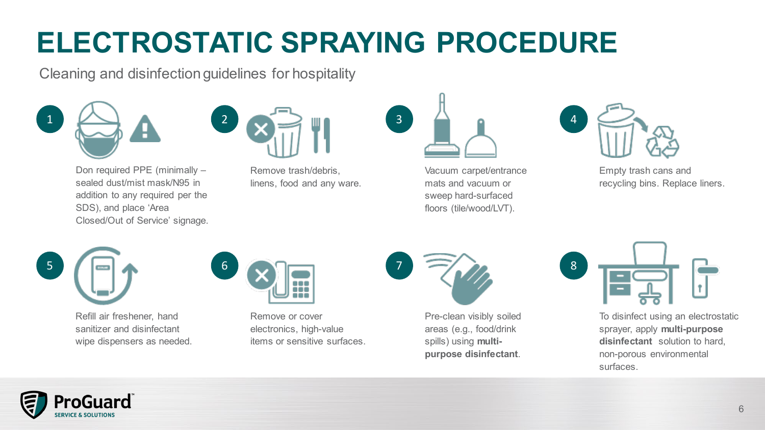# ELECTROSTATIC SPRAYING PROCEDURE

Cleaning and disinfection guidelines for hospitality

1. Don required PPE (minimally – sealed dust/mist mask/N95 in addition to any required per the SDS), and place 'Area Closed/Out of Service' signage.
2. Remove trash/debris, linens, food and any ware.
3. Vacuum carpet/entrance mats and vacuum or sweep hard-surfaced floors (tile/wood/LVT).
4. Empty trash cans and recycling bins. Replace liners.
5. Refill air freshener, hand sanitizer and disinfectant wipe dispensers as needed.
6. Remove or cover electronics, high-value items or sensitive surfaces.
7. Pre-clean visibly soiled areas (e.g., food/drink spills) using **multi-purpose disinfectant**.
8. To disinfect using an electrostatic sprayer, apply **multi-purpose disinfectant** solution to hard, non-porous environmental surfaces.

ProGuard™ SERVICE & SOLUTIONS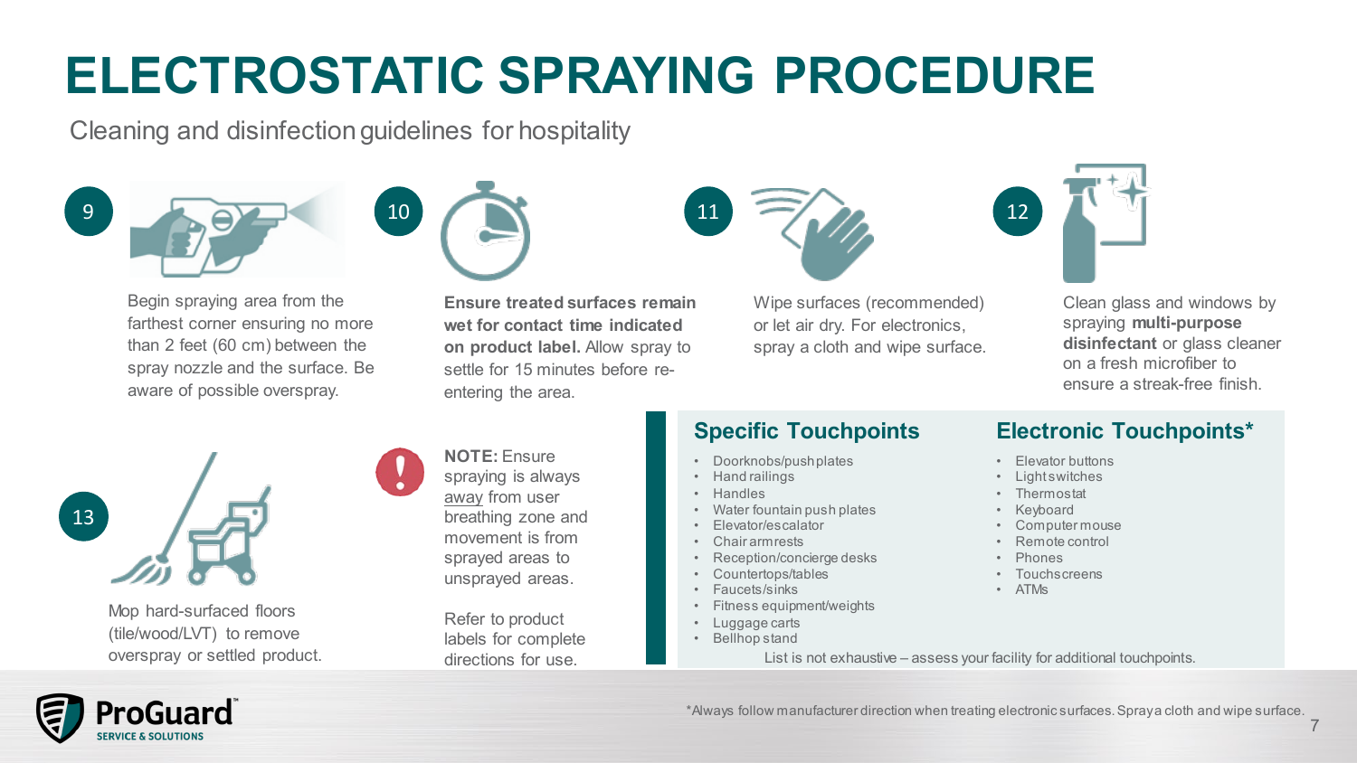# ELECTROSTATIC SPRAYING PROCEDURE

Cleaning and disinfection guidelines for hospitality

**9** Begin spraying area from the farthest corner ensuring no more than 2 feet (60 cm) between the spray nozzle and the surface. Be aware of possible overspray.

**10** **Ensure treated surfaces remain wet for contact time indicated on product label.** Allow spray to settle for 15 minutes before re-entering the area.

**11** Wipe surfaces (recommended) or let air dry. For electronics, spray a cloth and wipe surface.

**12** Clean glass and windows by spraying **multi-purpose disinfectant** or glass cleaner on a fresh microfiber to ensure a streak-free finish.

**13** Mop hard-surfaced floors (tile/wood/LVT) to remove overspray or settled product.

**NOTE:** Ensure spraying is always away from user breathing zone and movement is from sprayed areas to unsprayed areas.

Refer to product labels for complete directions for use.

## Specific Touchpoints

- Doorknobs/push plates
- Hand railings
- Handles
- Water fountain push plates
- Elevator/escalator
- Chair armrests
- Reception/concierge desks
- Countertops/tables
- Faucets/sinks
- Fitness equipment/weights
- Luggage carts
- Bellhop stand

## Electronic Touchpoints*

- Elevator buttons
- Light switches
- Thermostat
- Keyboard
- Computer mouse
- Remote control
- Phones
- Touchscreens
- ATMs

List is not exhaustive – assess your facility for additional touchpoints.

*Always follow manufacturer direction when treating electronic surfaces. Spray a cloth and wipe surface.

ProGuard™ SERVICE & SOLUTIONS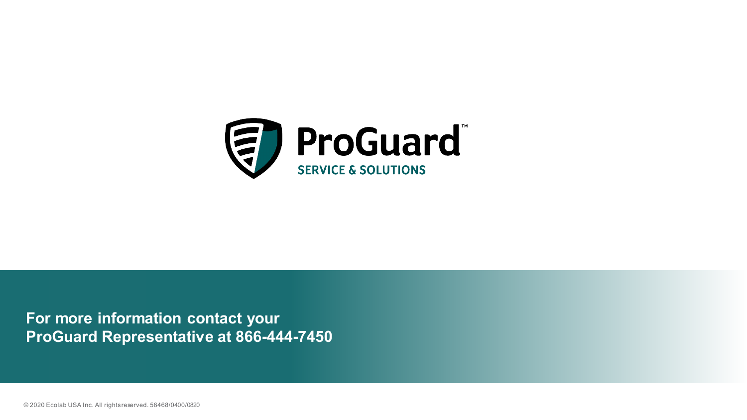ProGuard™

SERVICE & SOLUTIONS

**For more information contact your ProGuard Representative at 866-444-7450**

© 2020 Ecolab USA Inc. All rights reserved. 56468/0400/0820